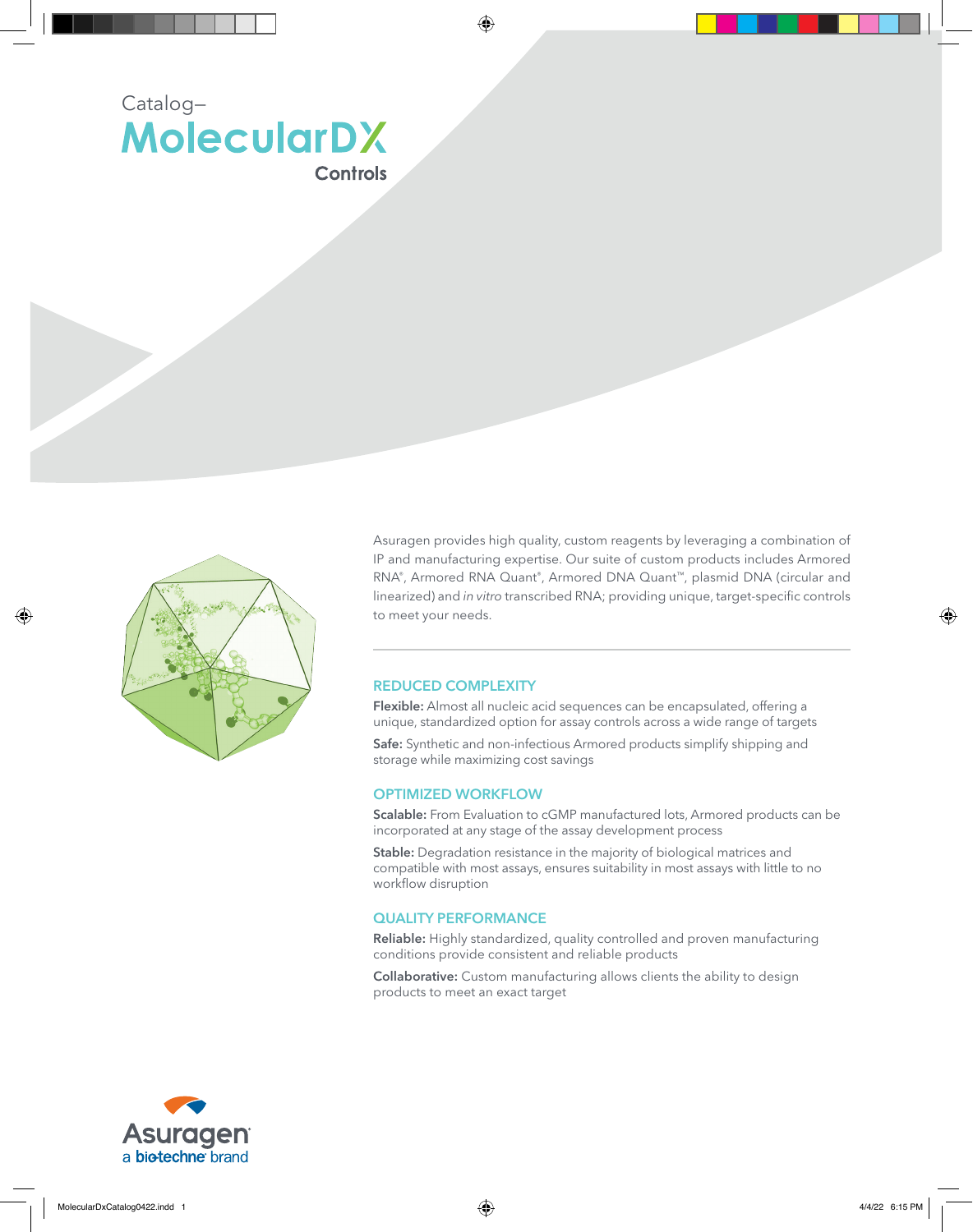Catalog–

# MolecularDX Controls

Asuragen provides high quality, custom reagents by leveraging a combination of IP and manufacturing expertise. Our suite of custom products includes Armored RNA®, Armored RNA Quant®, Armored DNA Quant™, plasmid DNA (circular and linearized) and *in vitro* transcribed RNA; providing unique, target-specific controls to meet your needs.

---

## REDUCED COMPLEXITY

**Flexible:** Almost all nucleic acid sequences can be encapsulated, offering a unique, standardized option for assay controls across a wide range of targets

**Safe:** Synthetic and non-infectious Armored products simplify shipping and storage while maximizing cost savings

## OPTIMIZED WORKFLOW

**Scalable:** From Evaluation to cGMP manufactured lots, Armored products can be incorporated at any stage of the assay development process

**Stable:** Degradation resistance in the majority of biological matrices and compatible with most assays, ensures suitability in most assays with little to no workflow disruption

## QUALITY PERFORMANCE

**Reliable:** Highly standardized, quality controlled and proven manufacturing conditions provide consistent and reliable products

**Collaborative:** Custom manufacturing allows clients the ability to design products to meet an exact target

Asuragen
a bio-techne brand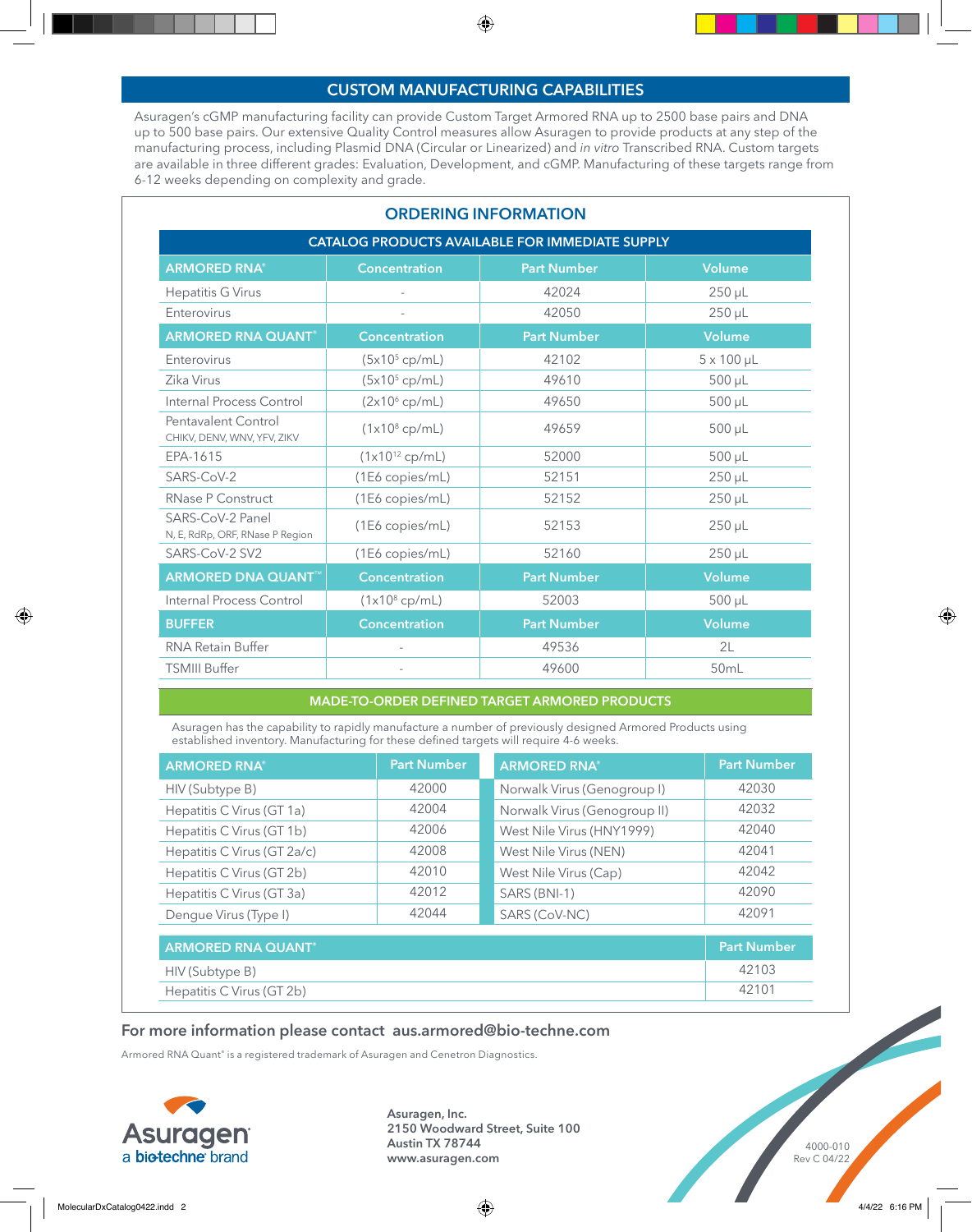## CUSTOM MANUFACTURING CAPABILITIES

Asuragen's cGMP manufacturing facility can provide Custom Target Armored RNA up to 2500 base pairs and DNA up to 500 base pairs. Our extensive Quality Control measures allow Asuragen to provide products at any step of the manufacturing process, including Plasmid DNA (Circular or Linearized) and *in vitro* Transcribed RNA. Custom targets are available in three different grades: Evaluation, Development, and cGMP. Manufacturing of these targets range from 6-12 weeks depending on complexity and grade.

## ORDERING INFORMATION

### CATALOG PRODUCTS AVAILABLE FOR IMMEDIATE SUPPLY

| ARMORED RNA® | Concentration | Part Number | Volume |
|---|---|---|---|
| Hepatitis G Virus | - | 42024 | 250 µL |
| Enterovirus | - | 42050 | 250 µL |
| **ARMORED RNA QUANT®** | **Concentration** | **Part Number** | **Volume** |
| Enterovirus | ($5x10^5$ cp/mL) | 42102 | 5 x 100 µL |
| Zika Virus | ($5x10^5$ cp/mL) | 49610 | 500 µL |
| Internal Process Control | ($2x10^6$ cp/mL) | 49650 | 500 µL |
| Pentavalent Control CHIKV, DENV, WNV, YFV, ZIKV | ($1x10^8$ cp/mL) | 49659 | 500 µL |
| EPA-1615 | ($1x10^{12}$ cp/mL) | 52000 | 500 µL |
| SARS-CoV-2 | (1E6 copies/mL) | 52151 | 250 µL |
| RNase P Construct | (1E6 copies/mL) | 52152 | 250 µL |
| SARS-CoV-2 Panel N, E, RdRp, ORF, RNase P Region | (1E6 copies/mL) | 52153 | 250 µL |
| SARS-CoV-2 SV2 | (1E6 copies/mL) | 52160 | 250 µL |
| **ARMORED DNA QUANT™** | **Concentration** | **Part Number** | **Volume** |
| Internal Process Control | ($1x10^8$ cp/mL) | 52003 | 500 µL |
| **BUFFER** | **Concentration** | **Part Number** | **Volume** |
| RNA Retain Buffer | - | 49536 | 2L |
| TSMIII Buffer | - | 49600 | 50mL |

### MADE-TO-ORDER DEFINED TARGET ARMORED PRODUCTS

Asuragen has the capability to rapidly manufacture a number of previously designed Armored Products using established inventory. Manufacturing for these defined targets will require 4-6 weeks.

| ARMORED RNA® | Part Number | ARMORED RNA® | Part Number |
|---|---|---|---|
| HIV (Subtype B) | 42000 | Norwalk Virus (Genogroup I) | 42030 |
| Hepatitis C Virus (GT 1a) | 42004 | Norwalk Virus (Genogroup II) | 42032 |
| Hepatitis C Virus (GT 1b) | 42006 | West Nile Virus (HNY1999) | 42040 |
| Hepatitis C Virus (GT 2a/c) | 42008 | West Nile Virus (NEN) | 42041 |
| Hepatitis C Virus (GT 2b) | 42010 | West Nile Virus (Cap) | 42042 |
| Hepatitis C Virus (GT 3a) | 42012 | SARS (BNI-1) | 42090 |
| Dengue Virus (Type I) | 42044 | SARS (CoV-NC) | 42091 |

| ARMORED RNA QUANT® | Part Number |
|---|---|
| HIV (Subtype B) | 42103 |
| Hepatitis C Virus (GT 2b) | 42101 |

**For more information please contact aus.armored@bio-techne.com**

Armored RNA Quant® is a registered trademark of Asuragen and Cenetron Diagnostics.

Asuragen a bio-techne brand

**Asuragen, Inc.**
**2150 Woodward Street, Suite 100**
**Austin TX 78744**
**www.asuragen.com**

4000-010
Rev C 04/22